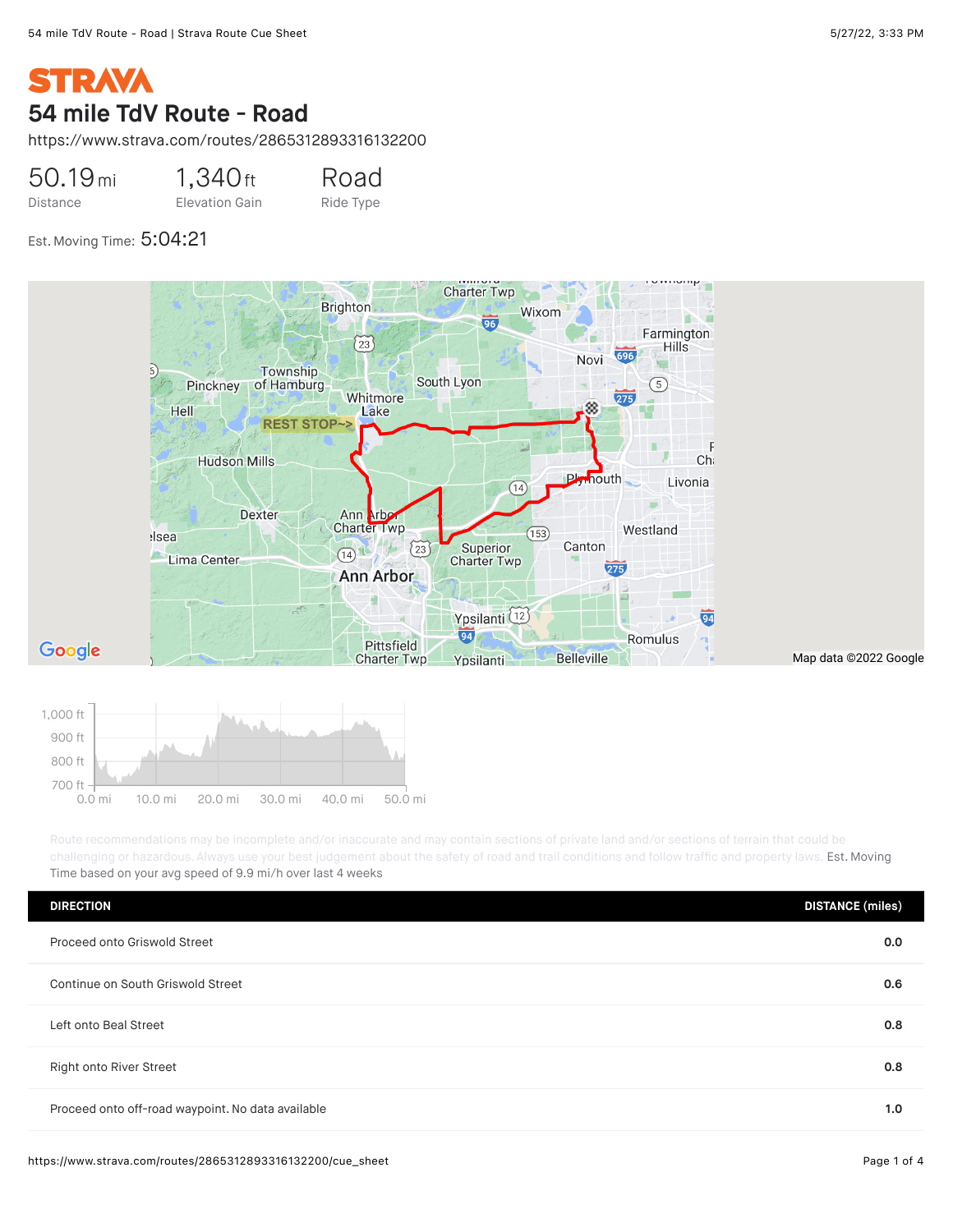STRAVA

# 54 mile TdV Route - Road

https://www.strava.com/routes/2865312893316132200

| 50.19 mi | 1,340 ft | Road |
| --- | --- | --- |
| Distance | Elevation Gain | Ride Type |

Est. Moving Time: 5:04:21

Route recommendations may be incomplete and/or inaccurate and may contain sections of private land and/or sections of terrain that could be challenging or hazardous. Always use your best judgement about the safety of road and trail conditions and follow traffic and property laws. Est. Moving Time based on your avg speed of 9.9 mi/h over last 4 weeks

| DIRECTION | DISTANCE (miles) |
| --- | --- |
| Proceed onto Griswold Street | 0.0 |
| Continue on South Griswold Street | 0.6 |
| Left onto Beal Street | 0.8 |
| Right onto River Street | 0.8 |
| Proceed onto off-road waypoint. No data available | 1.0 |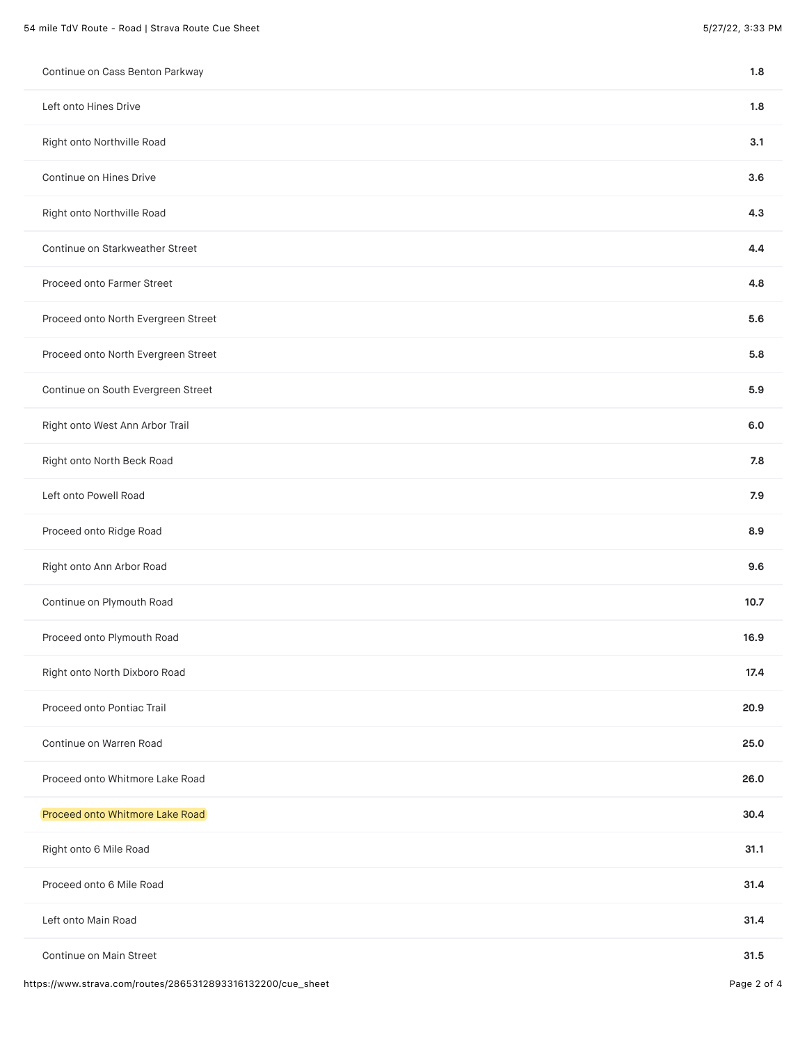| | |
|---|---|
| Continue on Cass Benton Parkway | **1.8** |
| Left onto Hines Drive | **1.8** |
| Right onto Northville Road | **3.1** |
| Continue on Hines Drive | **3.6** |
| Right onto Northville Road | **4.3** |
| Continue on Starkweather Street | **4.4** |
| Proceed onto Farmer Street | **4.8** |
| Proceed onto North Evergreen Street | **5.6** |
| Proceed onto North Evergreen Street | **5.8** |
| Continue on South Evergreen Street | **5.9** |
| Right onto West Ann Arbor Trail | **6.0** |
| Right onto North Beck Road | **7.8** |
| Left onto Powell Road | **7.9** |
| Proceed onto Ridge Road | **8.9** |
| Right onto Ann Arbor Road | **9.6** |
| Continue on Plymouth Road | **10.7** |
| Proceed onto Plymouth Road | **16.9** |
| Right onto North Dixboro Road | **17.4** |
| Proceed onto Pontiac Trail | **20.9** |
| Continue on Warren Road | **25.0** |
| Proceed onto Whitmore Lake Road | **26.0** |
| Proceed onto Whitmore Lake Road | **30.4** |
| Right onto 6 Mile Road | **31.1** |
| Proceed onto 6 Mile Road | **31.4** |
| Left onto Main Road | **31.4** |
| Continue on Main Street | **31.5** |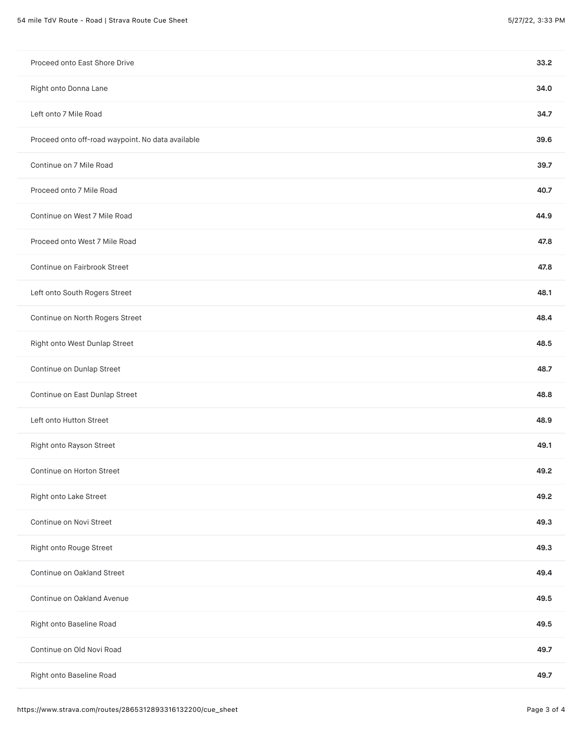| Instruction | Distance |
| --- | --- |
| Proceed onto East Shore Drive | 33.2 |
| Right onto Donna Lane | 34.0 |
| Left onto 7 Mile Road | 34.7 |
| Proceed onto off-road waypoint. No data available | 39.6 |
| Continue on 7 Mile Road | 39.7 |
| Proceed onto 7 Mile Road | 40.7 |
| Continue on West 7 Mile Road | 44.9 |
| Proceed onto West 7 Mile Road | 47.8 |
| Continue on Fairbrook Street | 47.8 |
| Left onto South Rogers Street | 48.1 |
| Continue on North Rogers Street | 48.4 |
| Right onto West Dunlap Street | 48.5 |
| Continue on Dunlap Street | 48.7 |
| Continue on East Dunlap Street | 48.8 |
| Left onto Hutton Street | 48.9 |
| Right onto Rayson Street | 49.1 |
| Continue on Horton Street | 49.2 |
| Right onto Lake Street | 49.2 |
| Continue on Novi Street | 49.3 |
| Right onto Rouge Street | 49.3 |
| Continue on Oakland Street | 49.4 |
| Continue on Oakland Avenue | 49.5 |
| Right onto Baseline Road | 49.5 |
| Continue on Old Novi Road | 49.7 |
| Right onto Baseline Road | 49.7 |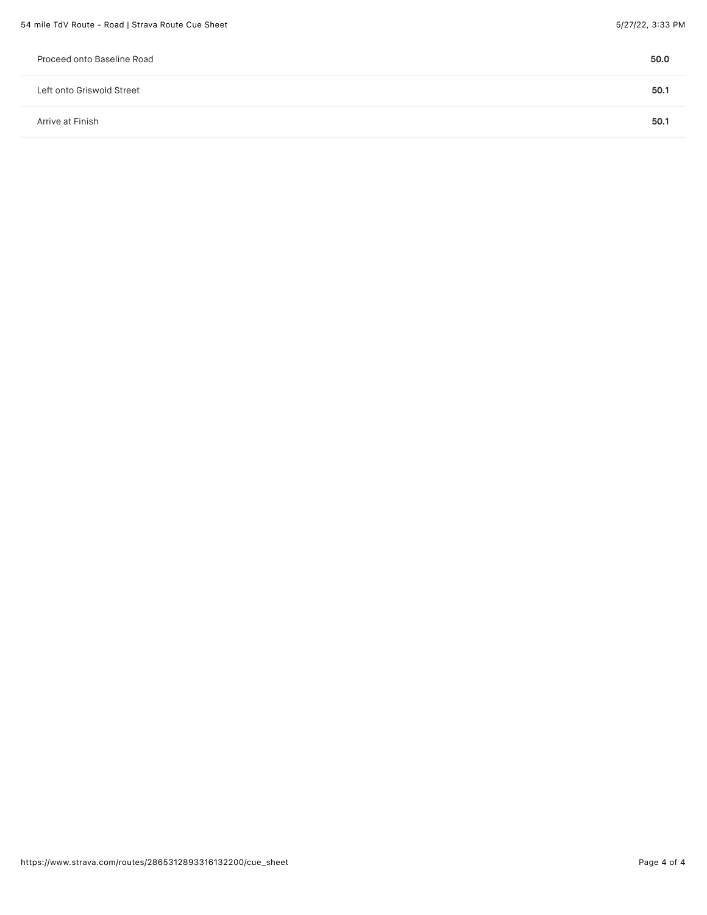| | |
|---|---|
| Proceed onto Baseline Road | **50.0** |
| Left onto Griswold Street | **50.1** |
| Arrive at Finish | **50.1** |